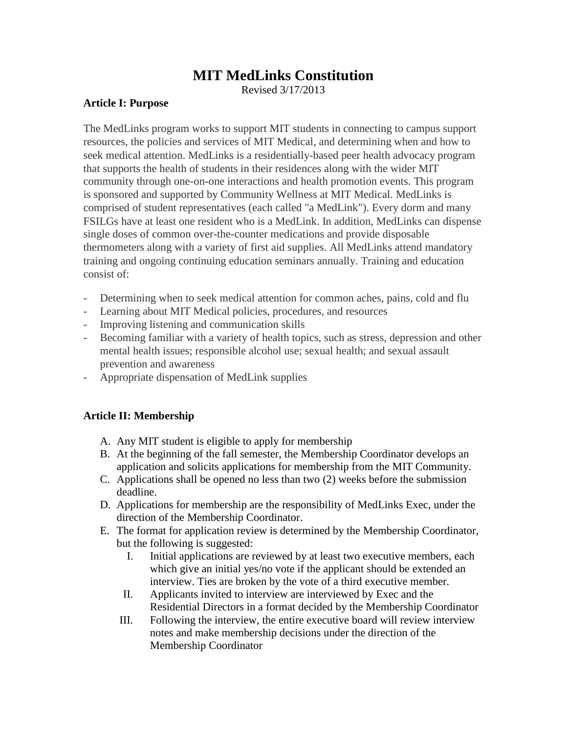# MIT MedLinks Constitution

Revised 3/17/2013

**Article I: Purpose**

The MedLinks program works to support MIT students in connecting to campus support resources, the policies and services of MIT Medical, and determining when and how to seek medical attention. MedLinks is a residentially-based peer health advocacy program that supports the health of students in their residences along with the wider MIT community through one-on-one interactions and health promotion events. This program is sponsored and supported by Community Wellness at MIT Medical. MedLinks is comprised of student representatives (each called "a MedLink"). Every dorm and many FSILGs have at least one resident who is a MedLink. In addition, MedLinks can dispense single doses of common over-the-counter medications and provide disposable thermometers along with a variety of first aid supplies. All MedLinks attend mandatory training and ongoing continuing education seminars annually. Training and education consist of:

- Determining when to seek medical attention for common aches, pains, cold and flu
- Learning about MIT Medical policies, procedures, and resources
- Improving listening and communication skills
- Becoming familiar with a variety of health topics, such as stress, depression and other mental health issues; responsible alcohol use; sexual health; and sexual assault prevention and awareness
- Appropriate dispensation of MedLink supplies

**Article II: Membership**

A. Any MIT student is eligible to apply for membership
B. At the beginning of the fall semester, the Membership Coordinator develops an application and solicits applications for membership from the MIT Community.
C. Applications shall be opened no less than two (2) weeks before the submission deadline.
D. Applications for membership are the responsibility of MedLinks Exec, under the direction of the Membership Coordinator.
E. The format for application review is determined by the Membership Coordinator, but the following is suggested:
   I. Initial applications are reviewed by at least two executive members, each which give an initial yes/no vote if the applicant should be extended an interview. Ties are broken by the vote of a third executive member.
   II. Applicants invited to interview are interviewed by Exec and the Residential Directors in a format decided by the Membership Coordinator
   III. Following the interview, the entire executive board will review interview notes and make membership decisions under the direction of the Membership Coordinator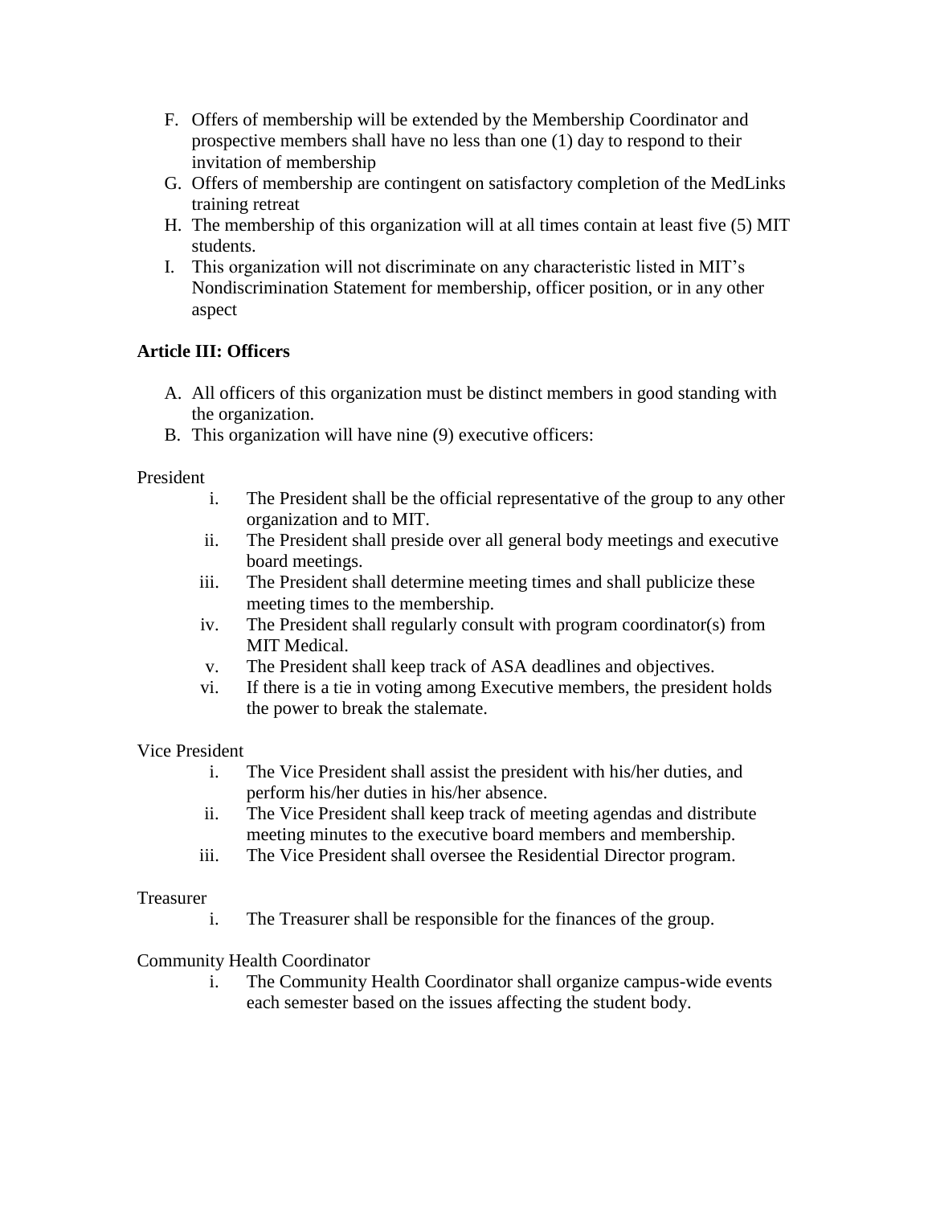F. Offers of membership will be extended by the Membership Coordinator and prospective members shall have no less than one (1) day to respond to their invitation of membership
G. Offers of membership are contingent on satisfactory completion of the MedLinks training retreat
H. The membership of this organization will at all times contain at least five (5) MIT students.
I. This organization will not discriminate on any characteristic listed in MIT's Nondiscrimination Statement for membership, officer position, or in any other aspect

**Article III: Officers**

A. All officers of this organization must be distinct members in good standing with the organization.
B. This organization will have nine (9) executive officers:

President

i. The President shall be the official representative of the group to any other organization and to MIT.
ii. The President shall preside over all general body meetings and executive board meetings.
iii. The President shall determine meeting times and shall publicize these meeting times to the membership.
iv. The President shall regularly consult with program coordinator(s) from MIT Medical.
v. The President shall keep track of ASA deadlines and objectives.
vi. If there is a tie in voting among Executive members, the president holds the power to break the stalemate.

Vice President

i. The Vice President shall assist the president with his/her duties, and perform his/her duties in his/her absence.
ii. The Vice President shall keep track of meeting agendas and distribute meeting minutes to the executive board members and membership.
iii. The Vice President shall oversee the Residential Director program.

Treasurer

i. The Treasurer shall be responsible for the finances of the group.

Community Health Coordinator

i. The Community Health Coordinator shall organize campus-wide events each semester based on the issues affecting the student body.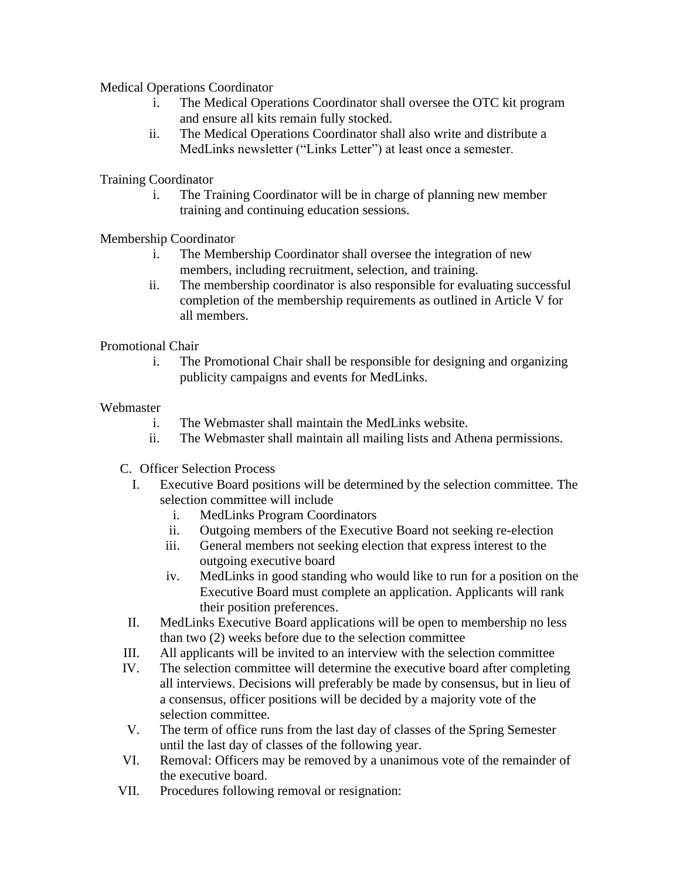Medical Operations Coordinator

i. The Medical Operations Coordinator shall oversee the OTC kit program and ensure all kits remain fully stocked.
ii. The Medical Operations Coordinator shall also write and distribute a MedLinks newsletter ("Links Letter") at least once a semester.

Training Coordinator

i. The Training Coordinator will be in charge of planning new member training and continuing education sessions.

Membership Coordinator

i. The Membership Coordinator shall oversee the integration of new members, including recruitment, selection, and training.
ii. The membership coordinator is also responsible for evaluating successful completion of the membership requirements as outlined in Article V for all members.

Promotional Chair

i. The Promotional Chair shall be responsible for designing and organizing publicity campaigns and events for MedLinks.

Webmaster

i. The Webmaster shall maintain the MedLinks website.
ii. The Webmaster shall maintain all mailing lists and Athena permissions.

C. Officer Selection Process

I. Executive Board positions will be determined by the selection committee. The selection committee will include
   i. MedLinks Program Coordinators
   ii. Outgoing members of the Executive Board not seeking re-election
   iii. General members not seeking election that express interest to the outgoing executive board
   iv. MedLinks in good standing who would like to run for a position on the Executive Board must complete an application. Applicants will rank their position preferences.

II. MedLinks Executive Board applications will be open to membership no less than two (2) weeks before due to the selection committee

III. All applicants will be invited to an interview with the selection committee

IV. The selection committee will determine the executive board after completing all interviews. Decisions will preferably be made by consensus, but in lieu of a consensus, officer positions will be decided by a majority vote of the selection committee.

V. The term of office runs from the last day of classes of the Spring Semester until the last day of classes of the following year.

VI. Removal: Officers may be removed by a unanimous vote of the remainder of the executive board.

VII. Procedures following removal or resignation: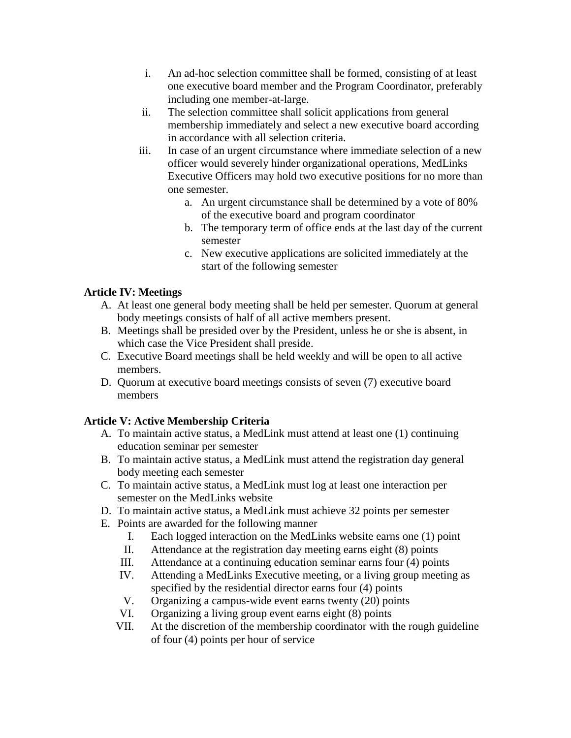i. An ad-hoc selection committee shall be formed, consisting of at least one executive board member and the Program Coordinator, preferably including one member-at-large.
   ii. The selection committee shall solicit applications from general membership immediately and select a new executive board according in accordance with all selection criteria.
   iii. In case of an urgent circumstance where immediate selection of a new officer would severely hinder organizational operations, MedLinks Executive Officers may hold two executive positions for no more than one semester.
      a. An urgent circumstance shall be determined by a vote of 80% of the executive board and program coordinator
      b. The temporary term of office ends at the last day of the current semester
      c. New executive applications are solicited immediately at the start of the following semester

**Article IV: Meetings**

A. At least one general body meeting shall be held per semester. Quorum at general body meetings consists of half of all active members present.
B. Meetings shall be presided over by the President, unless he or she is absent, in which case the Vice President shall preside.
C. Executive Board meetings shall be held weekly and will be open to all active members.
D. Quorum at executive board meetings consists of seven (7) executive board members

**Article V: Active Membership Criteria**

A. To maintain active status, a MedLink must attend at least one (1) continuing education seminar per semester
B. To maintain active status, a MedLink must attend the registration day general body meeting each semester
C. To maintain active status, a MedLink must log at least one interaction per semester on the MedLinks website
D. To maintain active status, a MedLink must achieve 32 points per semester
E. Points are awarded for the following manner
   I. Each logged interaction on the MedLinks website earns one (1) point
   II. Attendance at the registration day meeting earns eight (8) points
   III. Attendance at a continuing education seminar earns four (4) points
   IV. Attending a MedLinks Executive meeting, or a living group meeting as specified by the residential director earns four (4) points
   V. Organizing a campus-wide event earns twenty (20) points
   VI. Organizing a living group event earns eight (8) points
   VII. At the discretion of the membership coordinator with the rough guideline of four (4) points per hour of service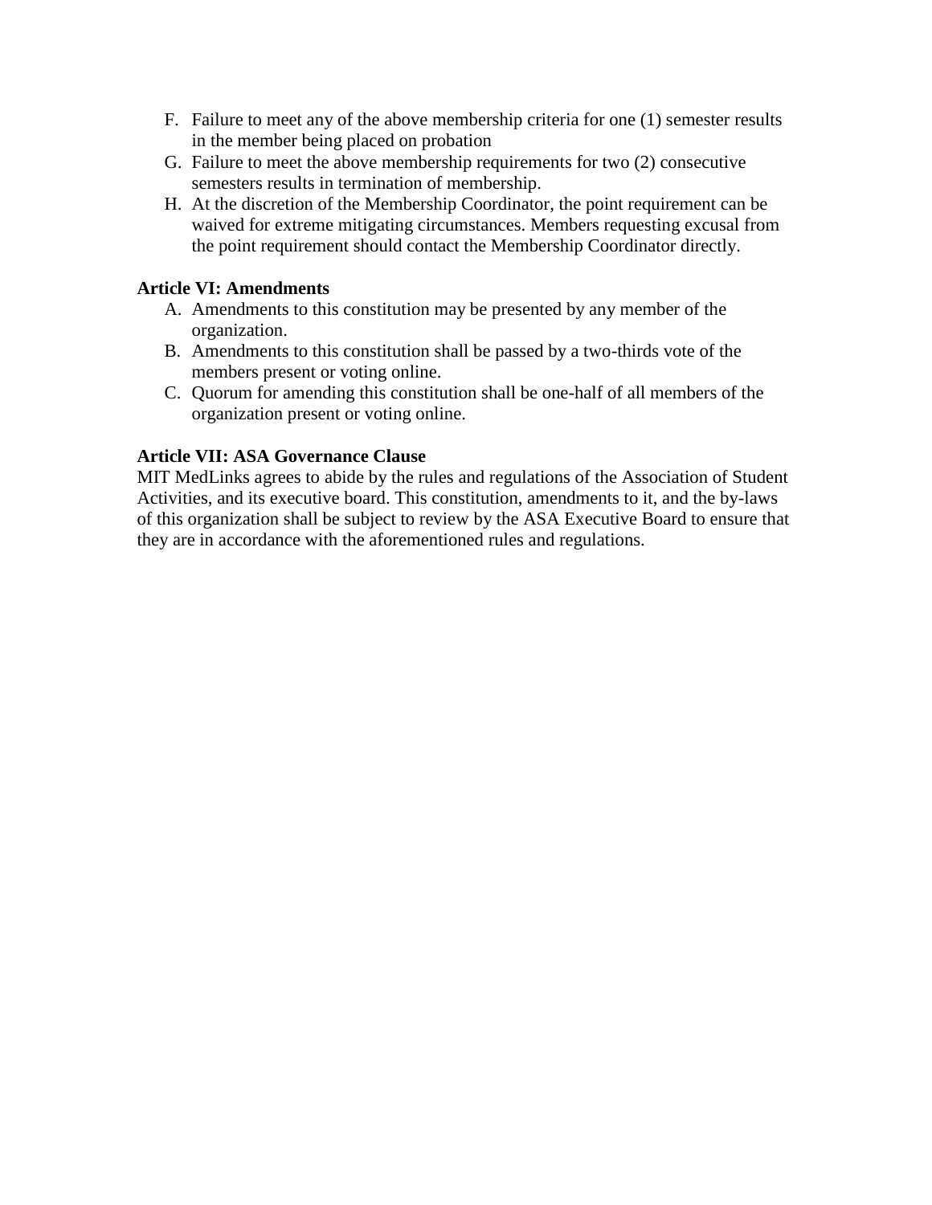F. Failure to meet any of the above membership criteria for one (1) semester results in the member being placed on probation
G. Failure to meet the above membership requirements for two (2) consecutive semesters results in termination of membership.
H. At the discretion of the Membership Coordinator, the point requirement can be waived for extreme mitigating circumstances. Members requesting excusal from the point requirement should contact the Membership Coordinator directly.

**Article VI: Amendments**

A. Amendments to this constitution may be presented by any member of the organization.
B. Amendments to this constitution shall be passed by a two-thirds vote of the members present or voting online.
C. Quorum for amending this constitution shall be one-half of all members of the organization present or voting online.

**Article VII: ASA Governance Clause**

MIT MedLinks agrees to abide by the rules and regulations of the Association of Student Activities, and its executive board. This constitution, amendments to it, and the by-laws of this organization shall be subject to review by the ASA Executive Board to ensure that they are in accordance with the aforementioned rules and regulations.